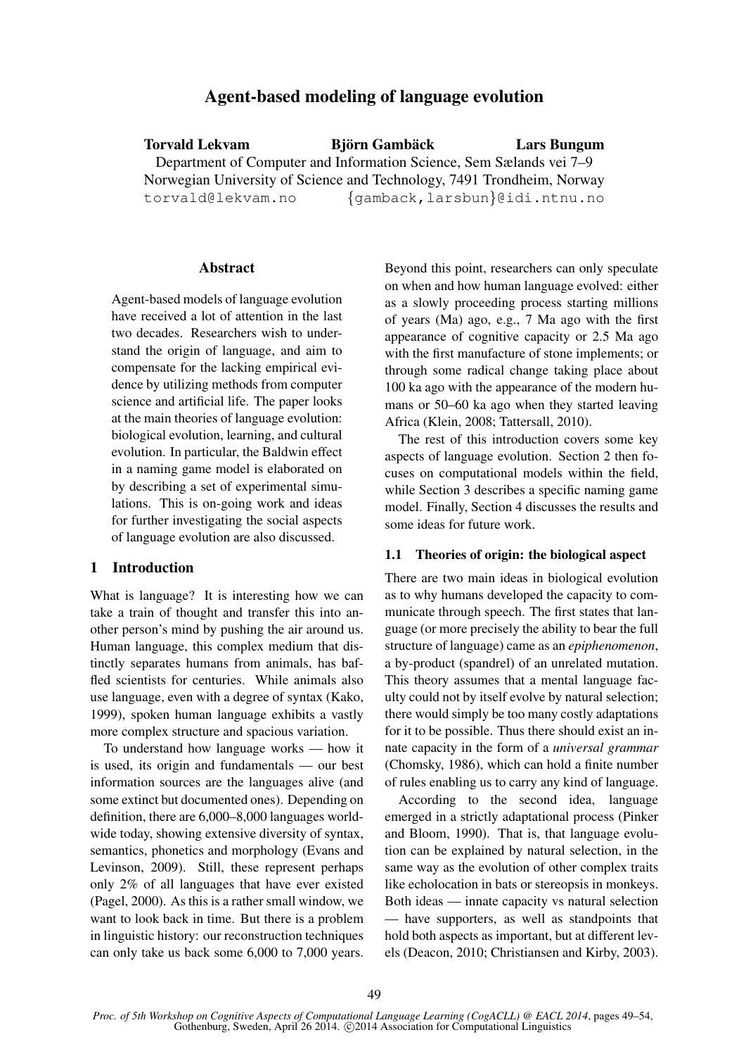# Agent-based modeling of language evolution

**Torvald Lekvam** **Björn Gambäck** **Lars Bungum**

Department of Computer and Information Science, Sem Sælands vei 7–9
Norwegian University of Science and Technology, 7491 Trondheim, Norway
torvald@lekvam.no {gamback,larsbun}@idi.ntnu.no

## Abstract

Agent-based models of language evolution have received a lot of attention in the last two decades. Researchers wish to understand the origin of language, and aim to compensate for the lacking empirical evidence by utilizing methods from computer science and artificial life. The paper looks at the main theories of language evolution: biological evolution, learning, and cultural evolution. In particular, the Baldwin effect in a naming game model is elaborated on by describing a set of experimental simulations. This is on-going work and ideas for further investigating the social aspects of language evolution are also discussed.

## 1 Introduction

What is language? It is interesting how we can take a train of thought and transfer this into another person's mind by pushing the air around us. Human language, this complex medium that distinctly separates humans from animals, has baffled scientists for centuries. While animals also use language, even with a degree of syntax (Kako, 1999), spoken human language exhibits a vastly more complex structure and spacious variation.

To understand how language works — how it is used, its origin and fundamentals — our best information sources are the languages alive (and some extinct but documented ones). Depending on definition, there are 6,000–8,000 languages worldwide today, showing extensive diversity of syntax, semantics, phonetics and morphology (Evans and Levinson, 2009). Still, these represent perhaps only 2% of all languages that have ever existed (Pagel, 2000). As this is a rather small window, we want to look back in time. But there is a problem in linguistic history: our reconstruction techniques can only take us back some 6,000 to 7,000 years. Beyond this point, researchers can only speculate on when and how human language evolved: either as a slowly proceeding process starting millions of years (Ma) ago, e.g., 7 Ma ago with the first appearance of cognitive capacity or 2.5 Ma ago with the first manufacture of stone implements; or through some radical change taking place about 100 ka ago with the appearance of the modern humans or 50–60 ka ago when they started leaving Africa (Klein, 2008; Tattersall, 2010).

The rest of this introduction covers some key aspects of language evolution. Section 2 then focuses on computational models within the field, while Section 3 describes a specific naming game model. Finally, Section 4 discusses the results and some ideas for future work.

### 1.1 Theories of origin: the biological aspect

There are two main ideas in biological evolution as to why humans developed the capacity to communicate through speech. The first states that language (or more precisely the ability to bear the full structure of language) came as an *epiphenomenon*, a by-product (spandrel) of an unrelated mutation. This theory assumes that a mental language faculty could not by itself evolve by natural selection; there would simply be too many costly adaptations for it to be possible. Thus there should exist an innate capacity in the form of a *universal grammar* (Chomsky, 1986), which can hold a finite number of rules enabling us to carry any kind of language.

According to the second idea, language emerged in a strictly adaptational process (Pinker and Bloom, 1990). That is, that language evolution can be explained by natural selection, in the same way as the evolution of other complex traits like echolocation in bats or stereopsis in monkeys. Both ideas — innate capacity vs natural selection — have supporters, as well as standpoints that hold both aspects as important, but at different levels (Deacon, 2010; Christiansen and Kirby, 2003).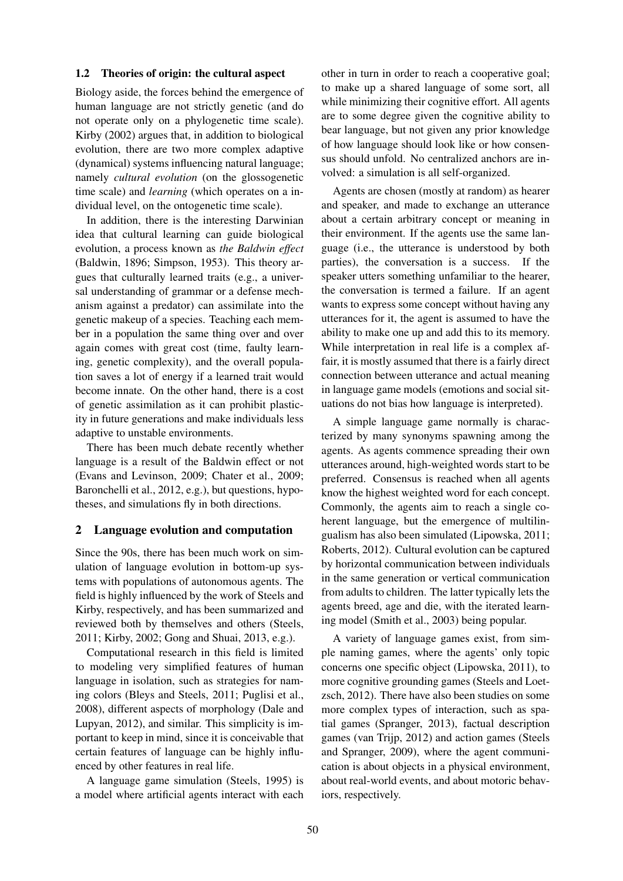### 1.2 Theories of origin: the cultural aspect

Biology aside, the forces behind the emergence of human language are not strictly genetic (and do not operate only on a phylogenetic time scale). Kirby (2002) argues that, in addition to biological evolution, there are two more complex adaptive (dynamical) systems influencing natural language; namely *cultural evolution* (on the glossogenetic time scale) and *learning* (which operates on a individual level, on the ontogenetic time scale).

In addition, there is the interesting Darwinian idea that cultural learning can guide biological evolution, a process known as *the Baldwin effect* (Baldwin, 1896; Simpson, 1953). This theory argues that culturally learned traits (e.g., a universal understanding of grammar or a defense mechanism against a predator) can assimilate into the genetic makeup of a species. Teaching each member in a population the same thing over and over again comes with great cost (time, faulty learning, genetic complexity), and the overall population saves a lot of energy if a learned trait would become innate. On the other hand, there is a cost of genetic assimilation as it can prohibit plasticity in future generations and make individuals less adaptive to unstable environments.

There has been much debate recently whether language is a result of the Baldwin effect or not (Evans and Levinson, 2009; Chater et al., 2009; Baronchelli et al., 2012, e.g.), but questions, hypotheses, and simulations fly in both directions.

## 2 Language evolution and computation

Since the 90s, there has been much work on simulation of language evolution in bottom-up systems with populations of autonomous agents. The field is highly influenced by the work of Steels and Kirby, respectively, and has been summarized and reviewed both by themselves and others (Steels, 2011; Kirby, 2002; Gong and Shuai, 2013, e.g.).

Computational research in this field is limited to modeling very simplified features of human language in isolation, such as strategies for naming colors (Bleys and Steels, 2011; Puglisi et al., 2008), different aspects of morphology (Dale and Lupyan, 2012), and similar. This simplicity is important to keep in mind, since it is conceivable that certain features of language can be highly influenced by other features in real life.

A language game simulation (Steels, 1995) is a model where artificial agents interact with each other in turn in order to reach a cooperative goal; to make up a shared language of some sort, all while minimizing their cognitive effort. All agents are to some degree given the cognitive ability to bear language, but not given any prior knowledge of how language should look like or how consensus should unfold. No centralized anchors are involved: a simulation is all self-organized.

Agents are chosen (mostly at random) as hearer and speaker, and made to exchange an utterance about a certain arbitrary concept or meaning in their environment. If the agents use the same language (i.e., the utterance is understood by both parties), the conversation is a success. If the speaker utters something unfamiliar to the hearer, the conversation is termed a failure. If an agent wants to express some concept without having any utterances for it, the agent is assumed to have the ability to make one up and add this to its memory. While interpretation in real life is a complex affair, it is mostly assumed that there is a fairly direct connection between utterance and actual meaning in language game models (emotions and social situations do not bias how language is interpreted).

A simple language game normally is characterized by many synonyms spawning among the agents. As agents commence spreading their own utterances around, high-weighted words start to be preferred. Consensus is reached when all agents know the highest weighted word for each concept. Commonly, the agents aim to reach a single coherent language, but the emergence of multilingualism has also been simulated (Lipowska, 2011; Roberts, 2012). Cultural evolution can be captured by horizontal communication between individuals in the same generation or vertical communication from adults to children. The latter typically lets the agents breed, age and die, with the iterated learning model (Smith et al., 2003) being popular.

A variety of language games exist, from simple naming games, where the agents' only topic concerns one specific object (Lipowska, 2011), to more cognitive grounding games (Steels and Loetzsch, 2012). There have also been studies on some more complex types of interaction, such as spatial games (Spranger, 2013), factual description games (van Trijp, 2012) and action games (Steels and Spranger, 2009), where the agent communication is about objects in a physical environment, about real-world events, and about motoric behaviors, respectively.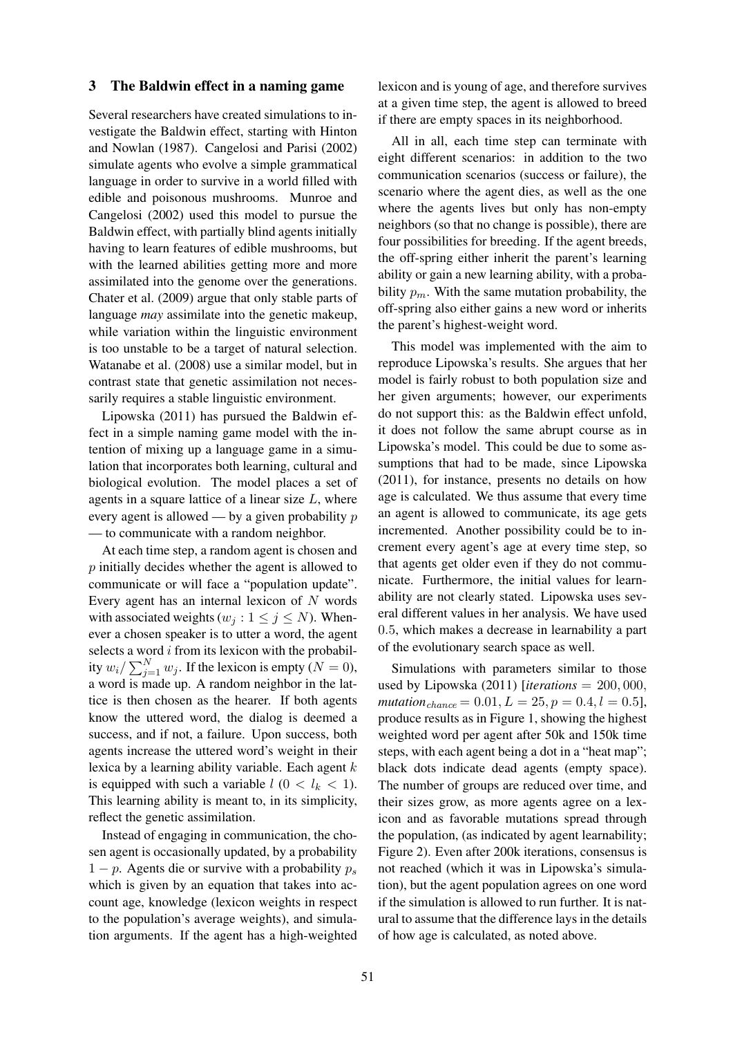## 3 The Baldwin effect in a naming game

Several researchers have created simulations to investigate the Baldwin effect, starting with Hinton and Nowlan (1987). Cangelosi and Parisi (2002) simulate agents who evolve a simple grammatical language in order to survive in a world filled with edible and poisonous mushrooms. Munroe and Cangelosi (2002) used this model to pursue the Baldwin effect, with partially blind agents initially having to learn features of edible mushrooms, but with the learned abilities getting more and more assimilated into the genome over the generations. Chater et al. (2009) argue that only stable parts of language *may* assimilate into the genetic makeup, while variation within the linguistic environment is too unstable to be a target of natural selection. Watanabe et al. (2008) use a similar model, but in contrast state that genetic assimilation not necessarily requires a stable linguistic environment.

Lipowska (2011) has pursued the Baldwin effect in a simple naming game model with the intention of mixing up a language game in a simulation that incorporates both learning, cultural and biological evolution. The model places a set of agents in a square lattice of a linear size $L$, where every agent is allowed — by a given probability $p$ — to communicate with a random neighbor.

At each time step, a random agent is chosen and $p$ initially decides whether the agent is allowed to communicate or will face a "population update". Every agent has an internal lexicon of $N$ words with associated weights ($w_j : 1 \leq j \leq N$). Whenever a chosen speaker is to utter a word, the agent selects a word $i$ from its lexicon with the probability $w_i / \sum_{j=1}^{N} w_j$. If the lexicon is empty ($N = 0$), a word is made up. A random neighbor in the lattice is then chosen as the hearer. If both agents know the uttered word, the dialog is deemed a success, and if not, a failure. Upon success, both agents increase the uttered word's weight in their lexica by a learning ability variable. Each agent $k$ is equipped with such a variable $l$ ($0 < l_k < 1$). This learning ability is meant to, in its simplicity, reflect the genetic assimilation.

Instead of engaging in communication, the chosen agent is occasionally updated, by a probability $1 - p$. Agents die or survive with a probability $p_s$ which is given by an equation that takes into account age, knowledge (lexicon weights in respect to the population's average weights), and simulation arguments. If the agent has a high-weighted lexicon and is young of age, and therefore survives at a given time step, the agent is allowed to breed if there are empty spaces in its neighborhood.

All in all, each time step can terminate with eight different scenarios: in addition to the two communication scenarios (success or failure), the scenario where the agent dies, as well as the one where the agents lives but only has non-empty neighbors (so that no change is possible), there are four possibilities for breeding. If the agent breeds, the off-spring either inherit the parent's learning ability or gain a new learning ability, with a probability $p_m$. With the same mutation probability, the off-spring also either gains a new word or inherits the parent's highest-weight word.

This model was implemented with the aim to reproduce Lipowska's results. She argues that her model is fairly robust to both population size and her given arguments; however, our experiments do not support this: as the Baldwin effect unfold, it does not follow the same abrupt course as in Lipowska's model. This could be due to some assumptions that had to be made, since Lipowska (2011), for instance, presents no details on how age is calculated. We thus assume that every time an agent is allowed to communicate, its age gets incremented. Another possibility could be to increment every agent's age at every time step, so that agents get older even if they do not communicate. Furthermore, the initial values for learnability are not clearly stated. Lipowska uses several different values in her analysis. We have used $0.5$, which makes a decrease in learnability a part of the evolutionary search space as well.

Simulations with parameters similar to those used by Lipowska (2011) [*iterations* $= 200,000$, *mutation*$_{chance} = 0.01, L = 25, p = 0.4, l = 0.5$], produce results as in Figure 1, showing the highest weighted word per agent after 50k and 150k time steps, with each agent being a dot in a "heat map"; black dots indicate dead agents (empty space). The number of groups are reduced over time, and their sizes grow, as more agents agree on a lexicon and as favorable mutations spread through the population, (as indicated by agent learnability; Figure 2). Even after 200k iterations, consensus is not reached (which it was in Lipowska's simulation), but the agent population agrees on one word if the simulation is allowed to run further. It is natural to assume that the difference lays in the details of how age is calculated, as noted above.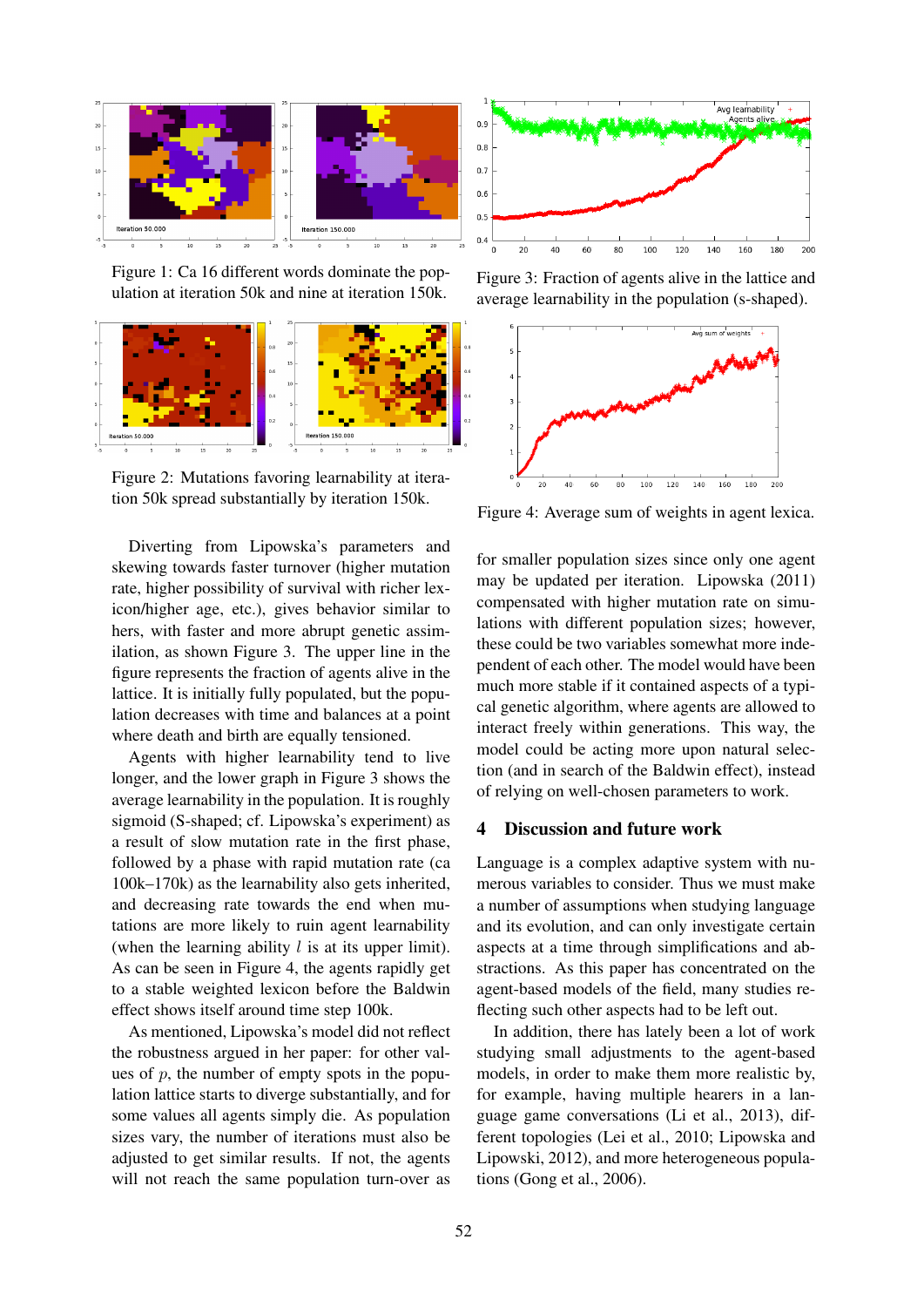Figure 1: Ca 16 different words dominate the population at iteration 50k and nine at iteration 150k.

Figure 2: Mutations favoring learnability at iteration 50k spread substantially by iteration 150k.

Figure 3: Fraction of agents alive in the lattice and average learnability in the population (s-shaped).

Figure 4: Average sum of weights in agent lexica.

Diverting from Lipowska's parameters and skewing towards faster turnover (higher mutation rate, higher possibility of survival with richer lexicon/higher age, etc.), gives behavior similar to hers, with faster and more abrupt genetic assimilation, as shown Figure 3. The upper line in the figure represents the fraction of agents alive in the lattice. It is initially fully populated, but the population decreases with time and balances at a point where death and birth are equally tensioned.

Agents with higher learnability tend to live longer, and the lower graph in Figure 3 shows the average learnability in the population. It is roughly sigmoid (S-shaped; cf. Lipowska's experiment) as a result of slow mutation rate in the first phase, followed by a phase with rapid mutation rate (ca 100k–170k) as the learnability also gets inherited, and decreasing rate towards the end when mutations are more likely to ruin agent learnability (when the learning ability $l$ is at its upper limit). As can be seen in Figure 4, the agents rapidly get to a stable weighted lexicon before the Baldwin effect shows itself around time step 100k.

As mentioned, Lipowska's model did not reflect the robustness argued in her paper: for other values of $p$, the number of empty spots in the population lattice starts to diverge substantially, and for some values all agents simply die. As population sizes vary, the number of iterations must also be adjusted to get similar results. If not, the agents will not reach the same population turn-over as for smaller population sizes since only one agent may be updated per iteration. Lipowska (2011) compensated with higher mutation rate on simulations with different population sizes; however, these could be two variables somewhat more independent of each other. The model would have been much more stable if it contained aspects of a typical genetic algorithm, where agents are allowed to interact freely within generations. This way, the model could be acting more upon natural selection (and in search of the Baldwin effect), instead of relying on well-chosen parameters to work.

## 4 Discussion and future work

Language is a complex adaptive system with numerous variables to consider. Thus we must make a number of assumptions when studying language and its evolution, and can only investigate certain aspects at a time through simplifications and abstractions. As this paper has concentrated on the agent-based models of the field, many studies reflecting such other aspects had to be left out.

In addition, there has lately been a lot of work studying small adjustments to the agent-based models, in order to make them more realistic by, for example, having multiple hearers in a language game conversations (Li et al., 2013), different topologies (Lei et al., 2010; Lipowska and Lipowski, 2012), and more heterogeneous populations (Gong et al., 2006).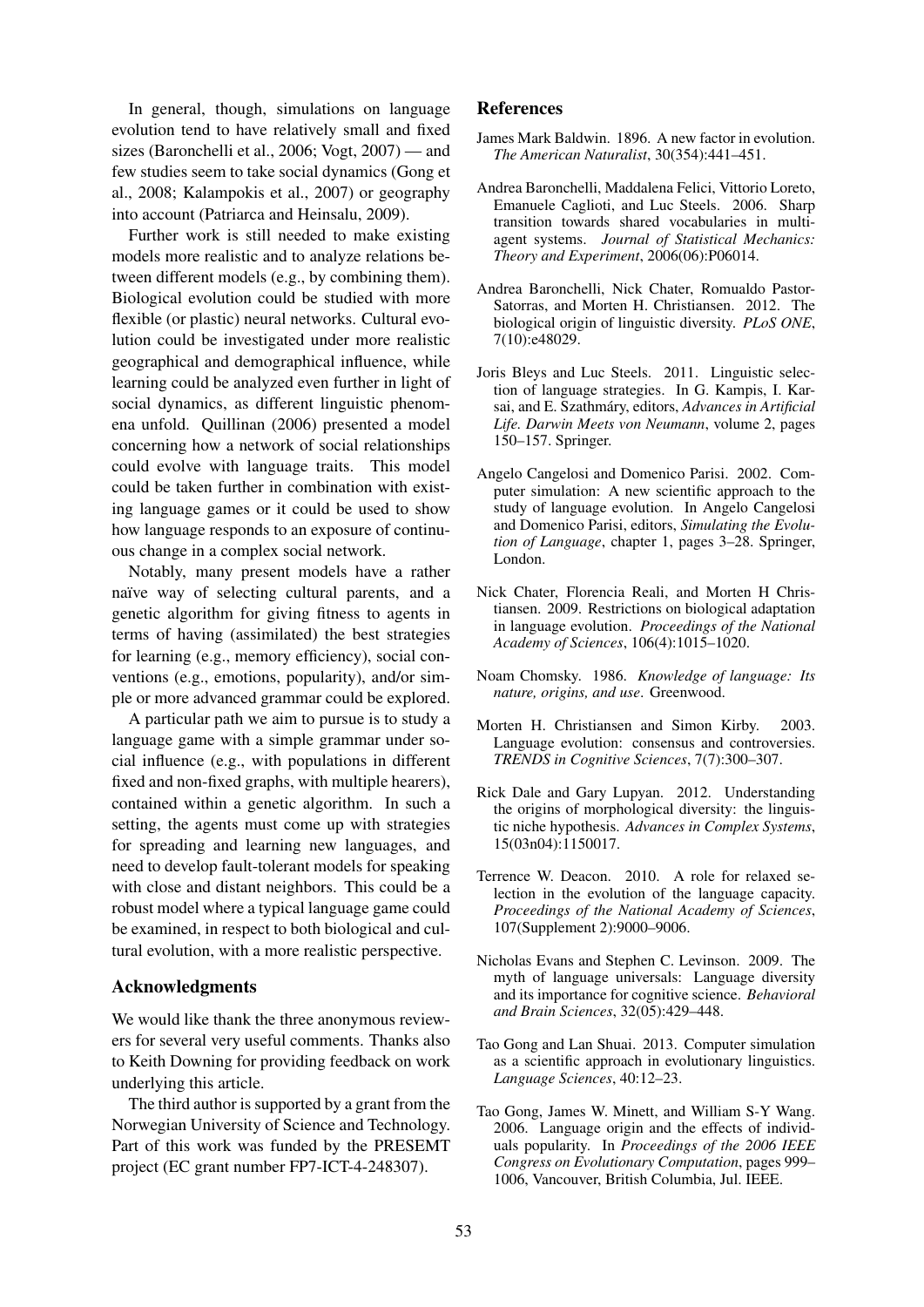In general, though, simulations on language evolution tend to have relatively small and fixed sizes (Baronchelli et al., 2006; Vogt, 2007) — and few studies seem to take social dynamics (Gong et al., 2008; Kalampokis et al., 2007) or geography into account (Patriarca and Heinsalu, 2009).

Further work is still needed to make existing models more realistic and to analyze relations between different models (e.g., by combining them). Biological evolution could be studied with more flexible (or plastic) neural networks. Cultural evolution could be investigated under more realistic geographical and demographical influence, while learning could be analyzed even further in light of social dynamics, as different linguistic phenomena unfold. Quillinan (2006) presented a model concerning how a network of social relationships could evolve with language traits. This model could be taken further in combination with existing language games or it could be used to show how language responds to an exposure of continuous change in a complex social network.

Notably, many present models have a rather naïve way of selecting cultural parents, and a genetic algorithm for giving fitness to agents in terms of having (assimilated) the best strategies for learning (e.g., memory efficiency), social conventions (e.g., emotions, popularity), and/or simple or more advanced grammar could be explored.

A particular path we aim to pursue is to study a language game with a simple grammar under social influence (e.g., with populations in different fixed and non-fixed graphs, with multiple hearers), contained within a genetic algorithm. In such a setting, the agents must come up with strategies for spreading and learning new languages, and need to develop fault-tolerant models for speaking with close and distant neighbors. This could be a robust model where a typical language game could be examined, in respect to both biological and cultural evolution, with a more realistic perspective.

## Acknowledgments

We would like thank the three anonymous reviewers for several very useful comments. Thanks also to Keith Downing for providing feedback on work underlying this article.

The third author is supported by a grant from the Norwegian University of Science and Technology. Part of this work was funded by the PRESEMT project (EC grant number FP7-ICT-4-248307).

## References

James Mark Baldwin. 1896. A new factor in evolution. *The American Naturalist*, 30(354):441–451.

Andrea Baronchelli, Maddalena Felici, Vittorio Loreto, Emanuele Caglioti, and Luc Steels. 2006. Sharp transition towards shared vocabularies in multi-agent systems. *Journal of Statistical Mechanics: Theory and Experiment*, 2006(06):P06014.

Andrea Baronchelli, Nick Chater, Romualdo Pastor-Satorras, and Morten H. Christiansen. 2012. The biological origin of linguistic diversity. *PLoS ONE*, 7(10):e48029.

Joris Bleys and Luc Steels. 2011. Linguistic selection of language strategies. In G. Kampis, I. Karsai, and E. Szathmáry, editors, *Advances in Artificial Life. Darwin Meets von Neumann*, volume 2, pages 150–157. Springer.

Angelo Cangelosi and Domenico Parisi. 2002. Computer simulation: A new scientific approach to the study of language evolution. In Angelo Cangelosi and Domenico Parisi, editors, *Simulating the Evolution of Language*, chapter 1, pages 3–28. Springer, London.

Nick Chater, Florencia Reali, and Morten H Christiansen. 2009. Restrictions on biological adaptation in language evolution. *Proceedings of the National Academy of Sciences*, 106(4):1015–1020.

Noam Chomsky. 1986. *Knowledge of language: Its nature, origins, and use*. Greenwood.

Morten H. Christiansen and Simon Kirby. 2003. Language evolution: consensus and controversies. *TRENDS in Cognitive Sciences*, 7(7):300–307.

Rick Dale and Gary Lupyan. 2012. Understanding the origins of morphological diversity: the linguistic niche hypothesis. *Advances in Complex Systems*, 15(03n04):1150017.

Terrence W. Deacon. 2010. A role for relaxed selection in the evolution of the language capacity. *Proceedings of the National Academy of Sciences*, 107(Supplement 2):9000–9006.

Nicholas Evans and Stephen C. Levinson. 2009. The myth of language universals: Language diversity and its importance for cognitive science. *Behavioral and Brain Sciences*, 32(05):429–448.

Tao Gong and Lan Shuai. 2013. Computer simulation as a scientific approach in evolutionary linguistics. *Language Sciences*, 40:12–23.

Tao Gong, James W. Minett, and William S-Y Wang. 2006. Language origin and the effects of individuals popularity. In *Proceedings of the 2006 IEEE Congress on Evolutionary Computation*, pages 999–1006, Vancouver, British Columbia, Jul. IEEE.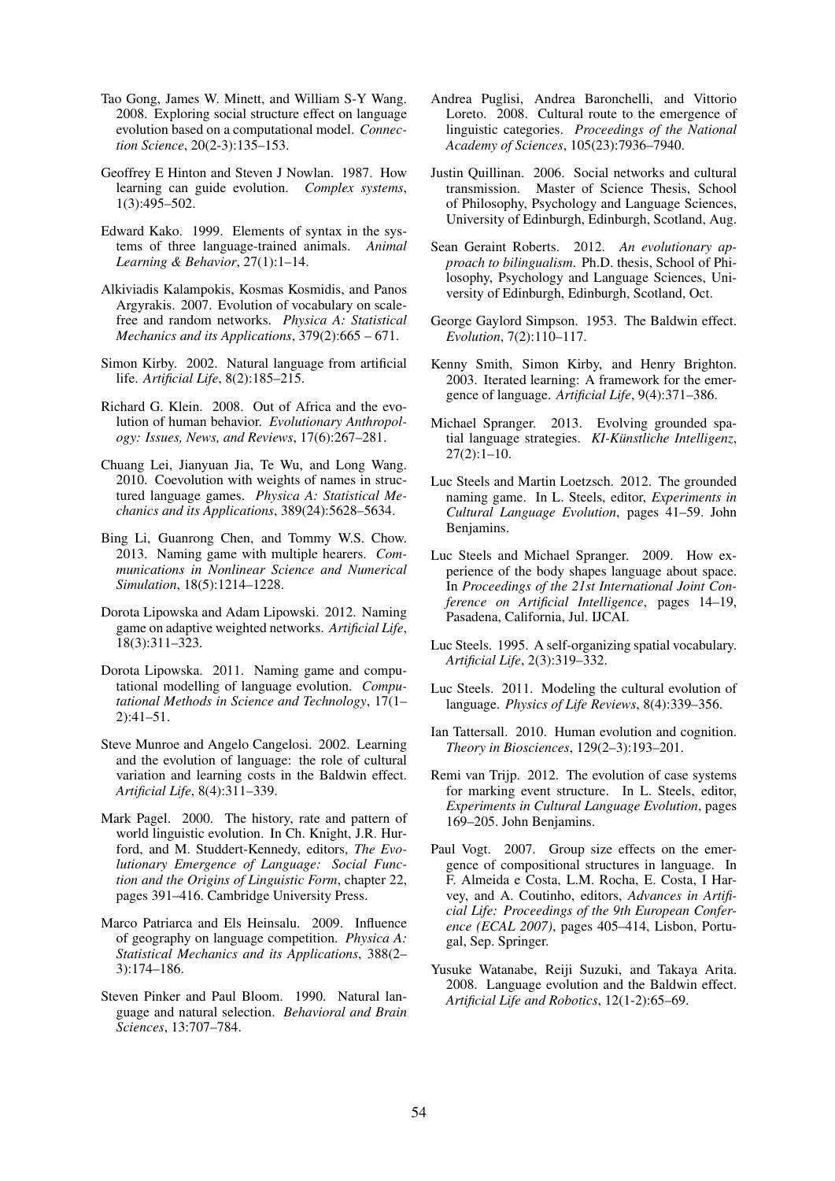Tao Gong, James W. Minett, and William S-Y Wang. 2008. Exploring social structure effect on language evolution based on a computational model. *Connection Science*, 20(2-3):135–153.

Geoffrey E Hinton and Steven J Nowlan. 1987. How learning can guide evolution. *Complex systems*, 1(3):495–502.

Edward Kako. 1999. Elements of syntax in the systems of three language-trained animals. *Animal Learning & Behavior*, 27(1):1–14.

Alkiviadis Kalampokis, Kosmas Kosmidis, and Panos Argyrakis. 2007. Evolution of vocabulary on scale-free and random networks. *Physica A: Statistical Mechanics and its Applications*, 379(2):665 – 671.

Simon Kirby. 2002. Natural language from artificial life. *Artificial Life*, 8(2):185–215.

Richard G. Klein. 2008. Out of Africa and the evolution of human behavior. *Evolutionary Anthropology: Issues, News, and Reviews*, 17(6):267–281.

Chuang Lei, Jianyuan Jia, Te Wu, and Long Wang. 2010. Coevolution with weights of names in structured language games. *Physica A: Statistical Mechanics and its Applications*, 389(24):5628–5634.

Bing Li, Guanrong Chen, and Tommy W.S. Chow. 2013. Naming game with multiple hearers. *Communications in Nonlinear Science and Numerical Simulation*, 18(5):1214–1228.

Dorota Lipowska and Adam Lipowski. 2012. Naming game on adaptive weighted networks. *Artificial Life*, 18(3):311–323.

Dorota Lipowska. 2011. Naming game and computational modelling of language evolution. *Computational Methods in Science and Technology*, 17(1–2):41–51.

Steve Munroe and Angelo Cangelosi. 2002. Learning and the evolution of language: the role of cultural variation and learning costs in the Baldwin effect. *Artificial Life*, 8(4):311–339.

Mark Pagel. 2000. The history, rate and pattern of world linguistic evolution. In Ch. Knight, J.R. Hurford, and M. Studdert-Kennedy, editors, *The Evolutionary Emergence of Language: Social Function and the Origins of Linguistic Form*, chapter 22, pages 391–416. Cambridge University Press.

Marco Patriarca and Els Heinsalu. 2009. Influence of geography on language competition. *Physica A: Statistical Mechanics and its Applications*, 388(2–3):174–186.

Steven Pinker and Paul Bloom. 1990. Natural language and natural selection. *Behavioral and Brain Sciences*, 13:707–784.

Andrea Puglisi, Andrea Baronchelli, and Vittorio Loreto. 2008. Cultural route to the emergence of linguistic categories. *Proceedings of the National Academy of Sciences*, 105(23):7936–7940.

Justin Quillinan. 2006. Social networks and cultural transmission. Master of Science Thesis, School of Philosophy, Psychology and Language Sciences, University of Edinburgh, Edinburgh, Scotland, Aug.

Sean Geraint Roberts. 2012. *An evolutionary approach to bilingualism*. Ph.D. thesis, School of Philosophy, Psychology and Language Sciences, University of Edinburgh, Edinburgh, Scotland, Oct.

George Gaylord Simpson. 1953. The Baldwin effect. *Evolution*, 7(2):110–117.

Kenny Smith, Simon Kirby, and Henry Brighton. 2003. Iterated learning: A framework for the emergence of language. *Artificial Life*, 9(4):371–386.

Michael Spranger. 2013. Evolving grounded spatial language strategies. *KI-Künstliche Intelligenz*, 27(2):1–10.

Luc Steels and Martin Loetzsch. 2012. The grounded naming game. In L. Steels, editor, *Experiments in Cultural Language Evolution*, pages 41–59. John Benjamins.

Luc Steels and Michael Spranger. 2009. How experience of the body shapes language about space. In *Proceedings of the 21st International Joint Conference on Artificial Intelligence*, pages 14–19, Pasadena, California, Jul. IJCAI.

Luc Steels. 1995. A self-organizing spatial vocabulary. *Artificial Life*, 2(3):319–332.

Luc Steels. 2011. Modeling the cultural evolution of language. *Physics of Life Reviews*, 8(4):339–356.

Ian Tattersall. 2010. Human evolution and cognition. *Theory in Biosciences*, 129(2–3):193–201.

Remi van Trijp. 2012. The evolution of case systems for marking event structure. In L. Steels, editor, *Experiments in Cultural Language Evolution*, pages 169–205. John Benjamins.

Paul Vogt. 2007. Group size effects on the emergence of compositional structures in language. In F. Almeida e Costa, L.M. Rocha, E. Costa, I Harvey, and A. Coutinho, editors, *Advances in Artificial Life: Proceedings of the 9th European Conference (ECAL 2007)*, pages 405–414, Lisbon, Portugal, Sep. Springer.

Yusuke Watanabe, Reiji Suzuki, and Takaya Arita. 2008. Language evolution and the Baldwin effect. *Artificial Life and Robotics*, 12(1-2):65–69.